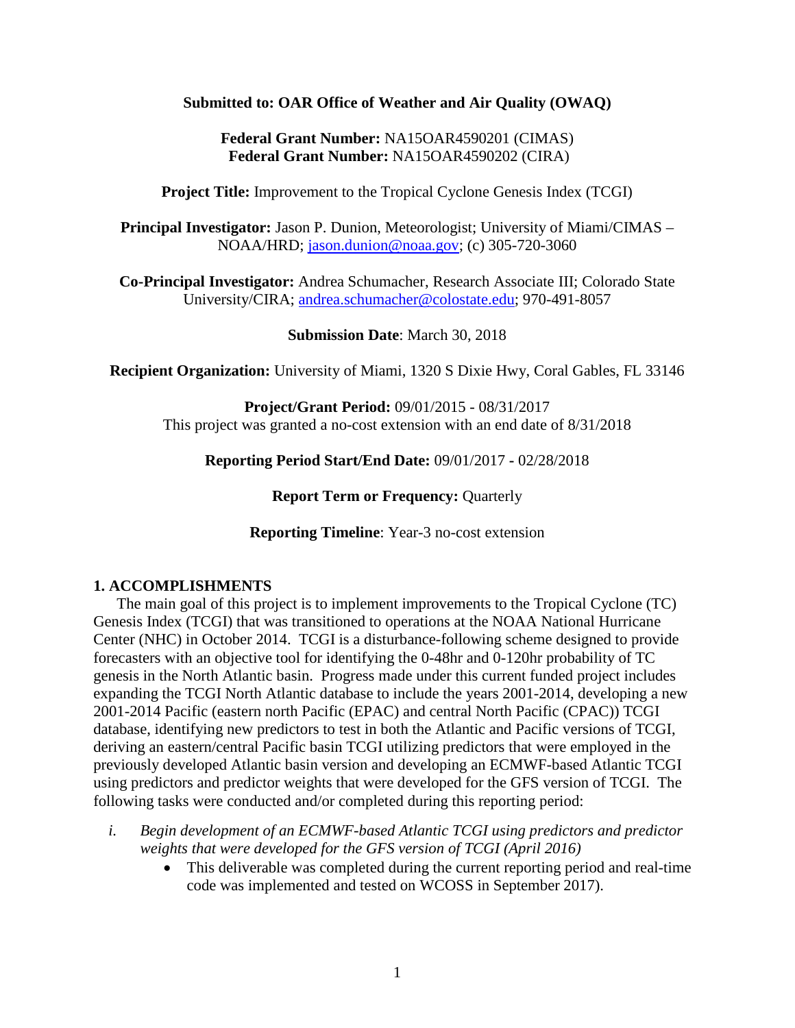**Submitted to: OAR Office of Weather and Air Quality (OWAQ)**

**Federal Grant Number:** NA15OAR4590201 (CIMAS)
**Federal Grant Number:** NA15OAR4590202 (CIRA)

**Project Title:** Improvement to the Tropical Cyclone Genesis Index (TCGI)

**Principal Investigator:** Jason P. Dunion, Meteorologist; University of Miami/CIMAS – NOAA/HRD; jason.dunion@noaa.gov; (c) 305-720-3060

**Co-Principal Investigator:** Andrea Schumacher, Research Associate III; Colorado State University/CIRA; andrea.schumacher@colostate.edu; 970-491-8057

**Submission Date**: March 30, 2018

**Recipient Organization:** University of Miami, 1320 S Dixie Hwy, Coral Gables, FL 33146

**Project/Grant Period:** 09/01/2015 - 08/31/2017
This project was granted a no-cost extension with an end date of 8/31/2018

**Reporting Period Start/End Date:** 09/01/2017 **-** 02/28/2018

**Report Term or Frequency:** Quarterly

**Reporting Timeline**: Year-3 no-cost extension

## 1. ACCOMPLISHMENTS

The main goal of this project is to implement improvements to the Tropical Cyclone (TC) Genesis Index (TCGI) that was transitioned to operations at the NOAA National Hurricane Center (NHC) in October 2014. TCGI is a disturbance-following scheme designed to provide forecasters with an objective tool for identifying the 0-48hr and 0-120hr probability of TC genesis in the North Atlantic basin. Progress made under this current funded project includes expanding the TCGI North Atlantic database to include the years 2001-2014, developing a new 2001-2014 Pacific (eastern north Pacific (EPAC) and central North Pacific (CPAC)) TCGI database, identifying new predictors to test in both the Atlantic and Pacific versions of TCGI, deriving an eastern/central Pacific basin TCGI utilizing predictors that were employed in the previously developed Atlantic basin version and developing an ECMWF-based Atlantic TCGI using predictors and predictor weights that were developed for the GFS version of TCGI. The following tasks were conducted and/or completed during this reporting period:

i. *Begin development of an ECMWF-based Atlantic TCGI using predictors and predictor weights that were developed for the GFS version of TCGI (April 2016)*
    - This deliverable was completed during the current reporting period and real-time code was implemented and tested on WCOSS in September 2017).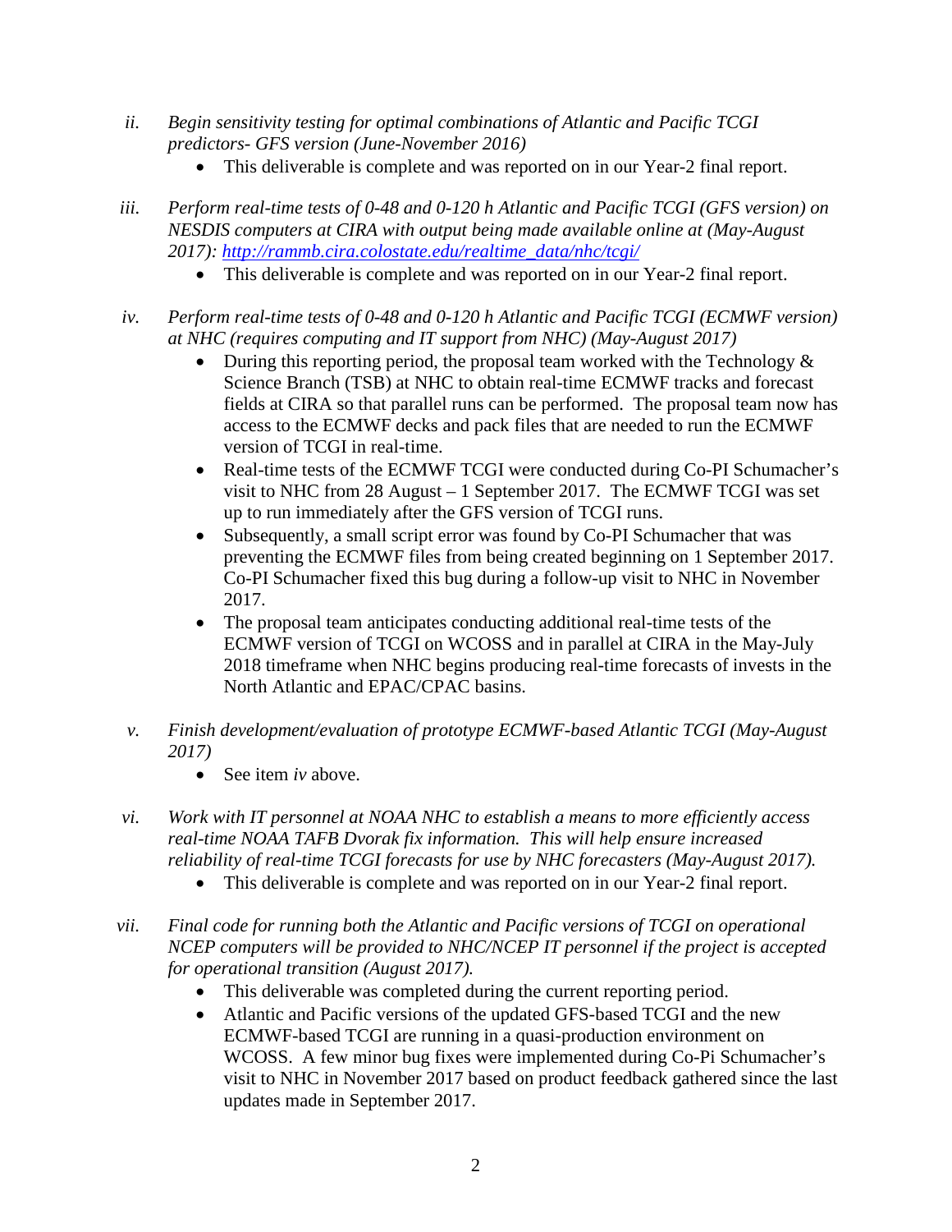ii. *Begin sensitivity testing for optimal combinations of Atlantic and Pacific TCGI predictors- GFS version (June-November 2016)*
    - This deliverable is complete and was reported on in our Year-2 final report.

iii. *Perform real-time tests of 0-48 and 0-120 h Atlantic and Pacific TCGI (GFS version) on NESDIS computers at CIRA with output being made available online at (May-August 2017): [http://rammb.cira.colostate.edu/realtime_data/nhc/tcgi/](http://rammb.cira.colostate.edu/realtime_data/nhc/tcgi/)*
    - This deliverable is complete and was reported on in our Year-2 final report.

iv. *Perform real-time tests of 0-48 and 0-120 h Atlantic and Pacific TCGI (ECMWF version) at NHC (requires computing and IT support from NHC) (May-August 2017)*
    - During this reporting period, the proposal team worked with the Technology & Science Branch (TSB) at NHC to obtain real-time ECMWF tracks and forecast fields at CIRA so that parallel runs can be performed. The proposal team now has access to the ECMWF decks and pack files that are needed to run the ECMWF version of TCGI in real-time.
    - Real-time tests of the ECMWF TCGI were conducted during Co-PI Schumacher's visit to NHC from 28 August – 1 September 2017. The ECMWF TCGI was set up to run immediately after the GFS version of TCGI runs.
    - Subsequently, a small script error was found by Co-PI Schumacher that was preventing the ECMWF files from being created beginning on 1 September 2017. Co-PI Schumacher fixed this bug during a follow-up visit to NHC in November 2017.
    - The proposal team anticipates conducting additional real-time tests of the ECMWF version of TCGI on WCOSS and in parallel at CIRA in the May-July 2018 timeframe when NHC begins producing real-time forecasts of invests in the North Atlantic and EPAC/CPAC basins.

v. *Finish development/evaluation of prototype ECMWF-based Atlantic TCGI (May-August 2017)*
    - See item *iv* above.

vi. *Work with IT personnel at NOAA NHC to establish a means to more efficiently access real-time NOAA TAFB Dvorak fix information. This will help ensure increased reliability of real-time TCGI forecasts for use by NHC forecasters (May-August 2017).*
    - This deliverable is complete and was reported on in our Year-2 final report.

vii. *Final code for running both the Atlantic and Pacific versions of TCGI on operational NCEP computers will be provided to NHC/NCEP IT personnel if the project is accepted for operational transition (August 2017).*
    - This deliverable was completed during the current reporting period.
    - Atlantic and Pacific versions of the updated GFS-based TCGI and the new ECMWF-based TCGI are running in a quasi-production environment on WCOSS. A few minor bug fixes were implemented during Co-Pi Schumacher's visit to NHC in November 2017 based on product feedback gathered since the last updates made in September 2017.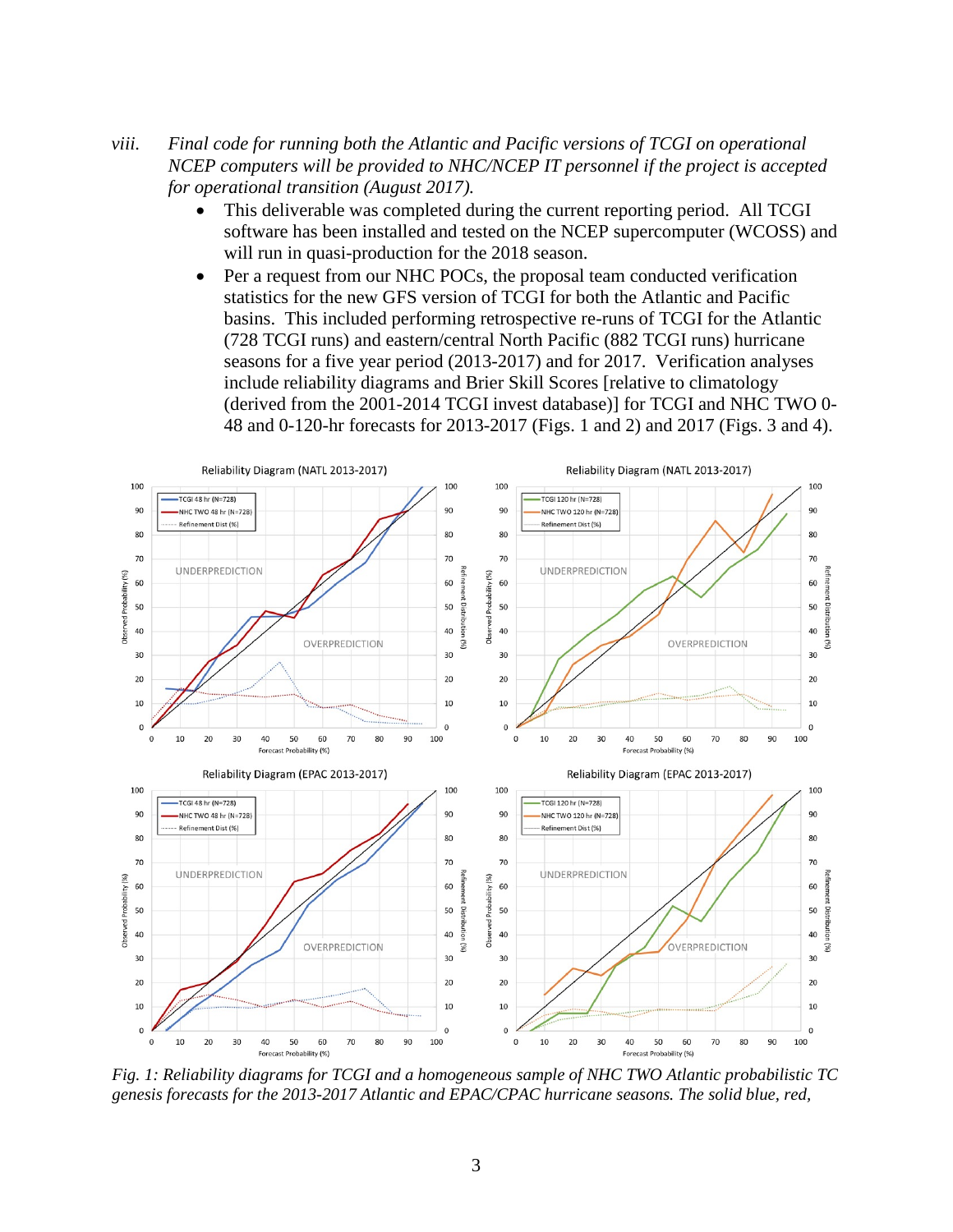*viii. Final code for running both the Atlantic and Pacific versions of TCGI on operational NCEP computers will be provided to NHC/NCEP IT personnel if the project is accepted for operational transition (August 2017).*

- This deliverable was completed during the current reporting period. All TCGI software has been installed and tested on the NCEP supercomputer (WCOSS) and will run in quasi-production for the 2018 season.
- Per a request from our NHC POCs, the proposal team conducted verification statistics for the new GFS version of TCGI for both the Atlantic and Pacific basins. This included performing retrospective re-runs of TCGI for the Atlantic (728 TCGI runs) and eastern/central North Pacific (882 TCGI runs) hurricane seasons for a five year period (2013-2017) and for 2017. Verification analyses include reliability diagrams and Brier Skill Scores [relative to climatology (derived from the 2001-2014 TCGI invest database)] for TCGI and NHC TWO 0-48 and 0-120-hr forecasts for 2013-2017 (Figs. 1 and 2) and 2017 (Figs. 3 and 4).

*Fig. 1: Reliability diagrams for TCGI and a homogeneous sample of NHC TWO Atlantic probabilistic TC genesis forecasts for the 2013-2017 Atlantic and EPAC/CPAC hurricane seasons. The solid blue, red,*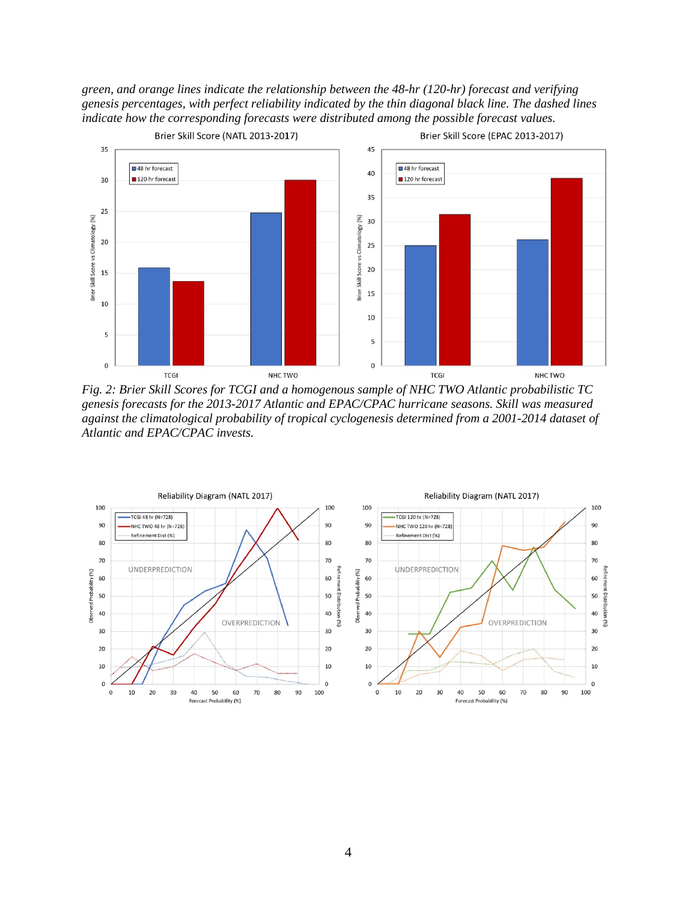green, and orange lines indicate the relationship between the 48-hr (120-hr) forecast and verifying genesis percentages, with perfect reliability indicated by the thin diagonal black line. The dashed lines indicate how the corresponding forecasts were distributed among the possible forecast values.*

*Fig. 2: Brier Skill Scores for TCGI and a homogenous sample of NHC TWO Atlantic probabilistic TC genesis forecasts for the 2013-2017 Atlantic and EPAC/CPAC hurricane seasons. Skill was measured against the climatological probability of tropical cyclogenesis determined from a 2001-2014 dataset of Atlantic and EPAC/CPAC invests.*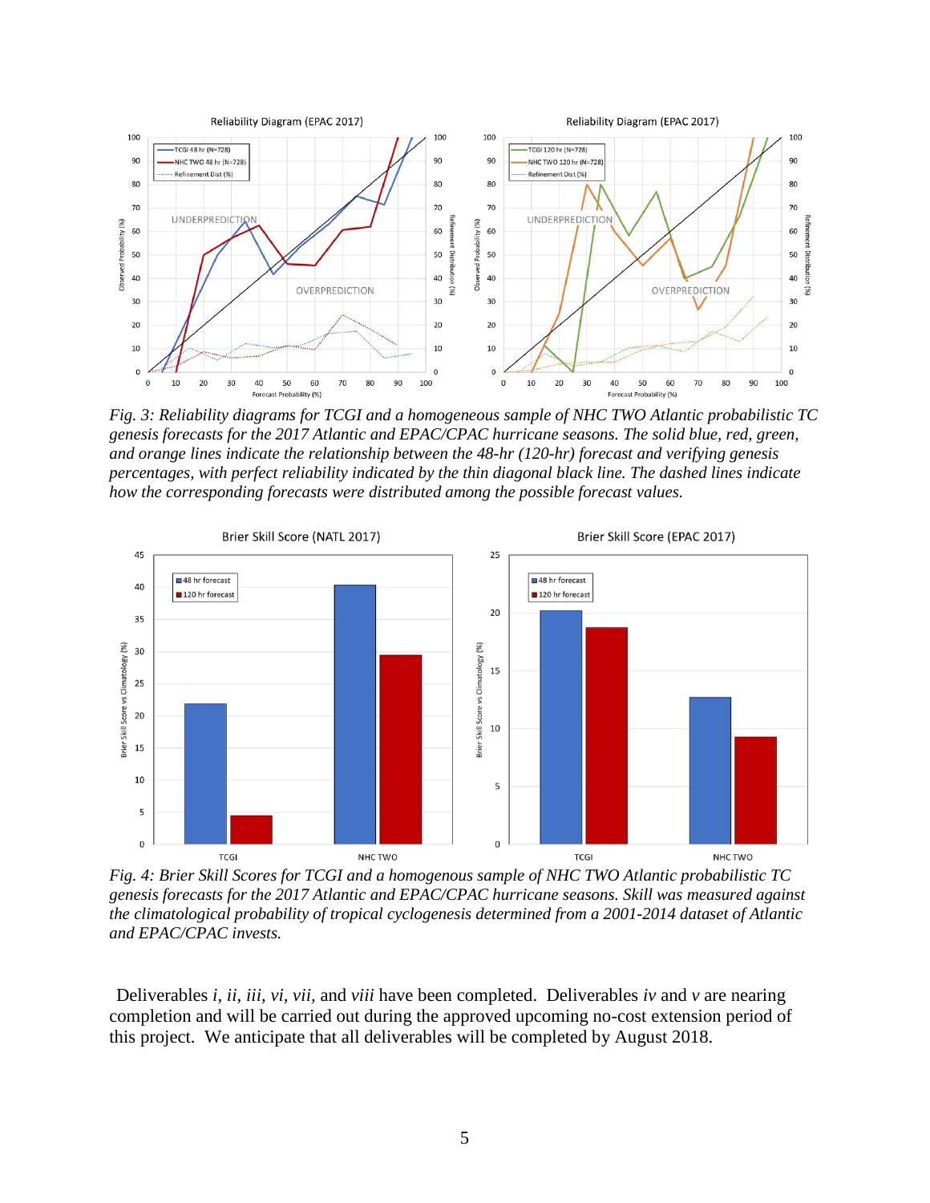*Fig. 3: Reliability diagrams for TCGI and a homogeneous sample of NHC TWO Atlantic probabilistic TC genesis forecasts for the 2017 Atlantic and EPAC/CPAC hurricane seasons. The solid blue, red, green, and orange lines indicate the relationship between the 48-hr (120-hr) forecast and verifying genesis percentages, with perfect reliability indicated by the thin diagonal black line. The dashed lines indicate how the corresponding forecasts were distributed among the possible forecast values.*

*Fig. 4: Brier Skill Scores for TCGI and a homogenous sample of NHC TWO Atlantic probabilistic TC genesis forecasts for the 2017 Atlantic and EPAC/CPAC hurricane seasons. Skill was measured against the climatological probability of tropical cyclogenesis determined from a 2001-2014 dataset of Atlantic and EPAC/CPAC invests.*

Deliverables *i*, *ii*, *iii*, *vi*, *vii*, and *viii* have been completed. Deliverables *iv* and *v* are nearing completion and will be carried out during the approved upcoming no-cost extension period of this project. We anticipate that all deliverables will be completed by August 2018.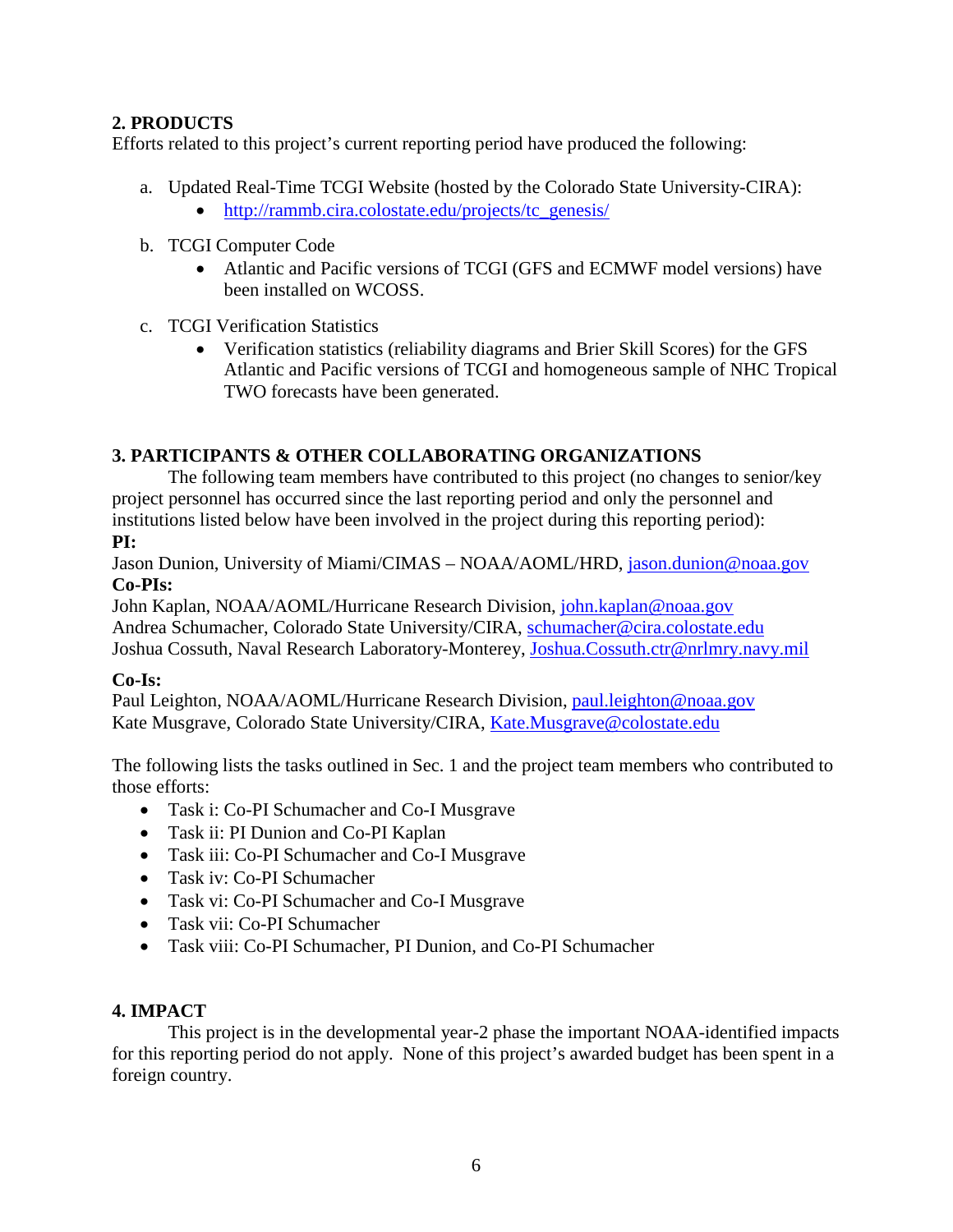**2. PRODUCTS**

Efforts related to this project's current reporting period have produced the following:

a. Updated Real-Time TCGI Website (hosted by the Colorado State University-CIRA):
   - http://rammb.cira.colostate.edu/projects/tc_genesis/

b. TCGI Computer Code
   - Atlantic and Pacific versions of TCGI (GFS and ECMWF model versions) have been installed on WCOSS.

c. TCGI Verification Statistics
   - Verification statistics (reliability diagrams and Brier Skill Scores) for the GFS Atlantic and Pacific versions of TCGI and homogeneous sample of NHC Tropical TWO forecasts have been generated.

**3. PARTICIPANTS & OTHER COLLABORATING ORGANIZATIONS**

The following team members have contributed to this project (no changes to senior/key project personnel has occurred since the last reporting period and only the personnel and institutions listed below have been involved in the project during this reporting period):

**PI:**

Jason Dunion, University of Miami/CIMAS – NOAA/AOML/HRD, jason.dunion@noaa.gov

**Co-PIs:**

John Kaplan, NOAA/AOML/Hurricane Research Division, john.kaplan@noaa.gov
Andrea Schumacher, Colorado State University/CIRA, schumacher@cira.colostate.edu
Joshua Cossuth, Naval Research Laboratory-Monterey, Joshua.Cossuth.ctr@nrlmry.navy.mil

**Co-Is:**

Paul Leighton, NOAA/AOML/Hurricane Research Division, paul.leighton@noaa.gov
Kate Musgrave, Colorado State University/CIRA, Kate.Musgrave@colostate.edu

The following lists the tasks outlined in Sec. 1 and the project team members who contributed to those efforts:

- Task i: Co-PI Schumacher and Co-I Musgrave
- Task ii: PI Dunion and Co-PI Kaplan
- Task iii: Co-PI Schumacher and Co-I Musgrave
- Task iv: Co-PI Schumacher
- Task vi: Co-PI Schumacher and Co-I Musgrave
- Task vii: Co-PI Schumacher
- Task viii: Co-PI Schumacher, PI Dunion, and Co-PI Schumacher

**4. IMPACT**

This project is in the developmental year-2 phase the important NOAA-identified impacts for this reporting period do not apply. None of this project's awarded budget has been spent in a foreign country.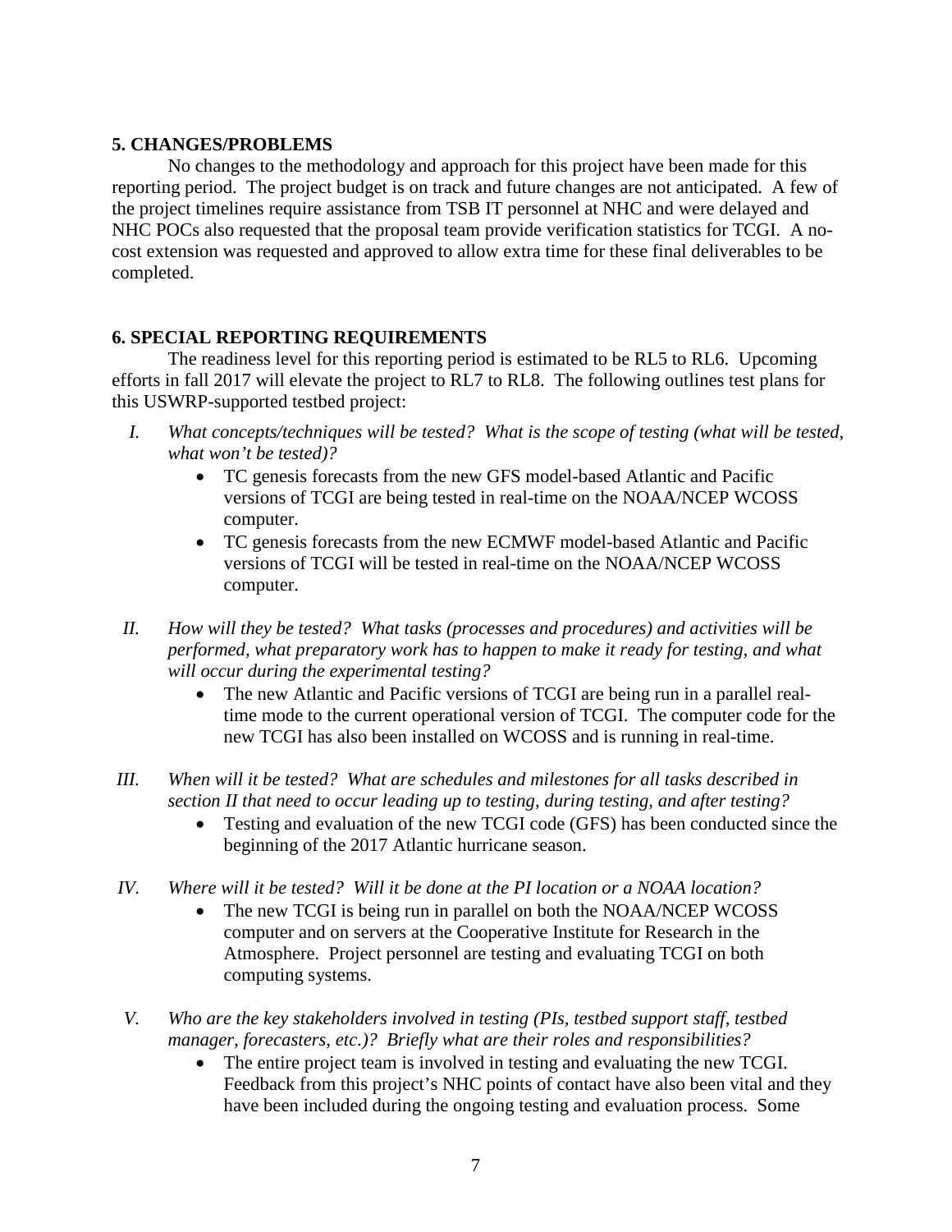**5. CHANGES/PROBLEMS**

No changes to the methodology and approach for this project have been made for this reporting period. The project budget is on track and future changes are not anticipated. A few of the project timelines require assistance from TSB IT personnel at NHC and were delayed and NHC POCs also requested that the proposal team provide verification statistics for TCGI. A no-cost extension was requested and approved to allow extra time for these final deliverables to be completed.

**6. SPECIAL REPORTING REQUIREMENTS**

The readiness level for this reporting period is estimated to be RL5 to RL6. Upcoming efforts in fall 2017 will elevate the project to RL7 to RL8. The following outlines test plans for this USWRP-supported testbed project:

I. *What concepts/techniques will be tested? What is the scope of testing (what will be tested, what won't be tested)?*
   - TC genesis forecasts from the new GFS model-based Atlantic and Pacific versions of TCGI are being tested in real-time on the NOAA/NCEP WCOSS computer.
   - TC genesis forecasts from the new ECMWF model-based Atlantic and Pacific versions of TCGI will be tested in real-time on the NOAA/NCEP WCOSS computer.

II. *How will they be tested? What tasks (processes and procedures) and activities will be performed, what preparatory work has to happen to make it ready for testing, and what will occur during the experimental testing?*
   - The new Atlantic and Pacific versions of TCGI are being run in a parallel real-time mode to the current operational version of TCGI. The computer code for the new TCGI has also been installed on WCOSS and is running in real-time.

III. *When will it be tested? What are schedules and milestones for all tasks described in section II that need to occur leading up to testing, during testing, and after testing?*
   - Testing and evaluation of the new TCGI code (GFS) has been conducted since the beginning of the 2017 Atlantic hurricane season.

IV. *Where will it be tested? Will it be done at the PI location or a NOAA location?*
   - The new TCGI is being run in parallel on both the NOAA/NCEP WCOSS computer and on servers at the Cooperative Institute for Research in the Atmosphere. Project personnel are testing and evaluating TCGI on both computing systems.

V. *Who are the key stakeholders involved in testing (PIs, testbed support staff, testbed manager, forecasters, etc.)? Briefly what are their roles and responsibilities?*
   - The entire project team is involved in testing and evaluating the new TCGI. Feedback from this project's NHC points of contact have also been vital and they have been included during the ongoing testing and evaluation process. Some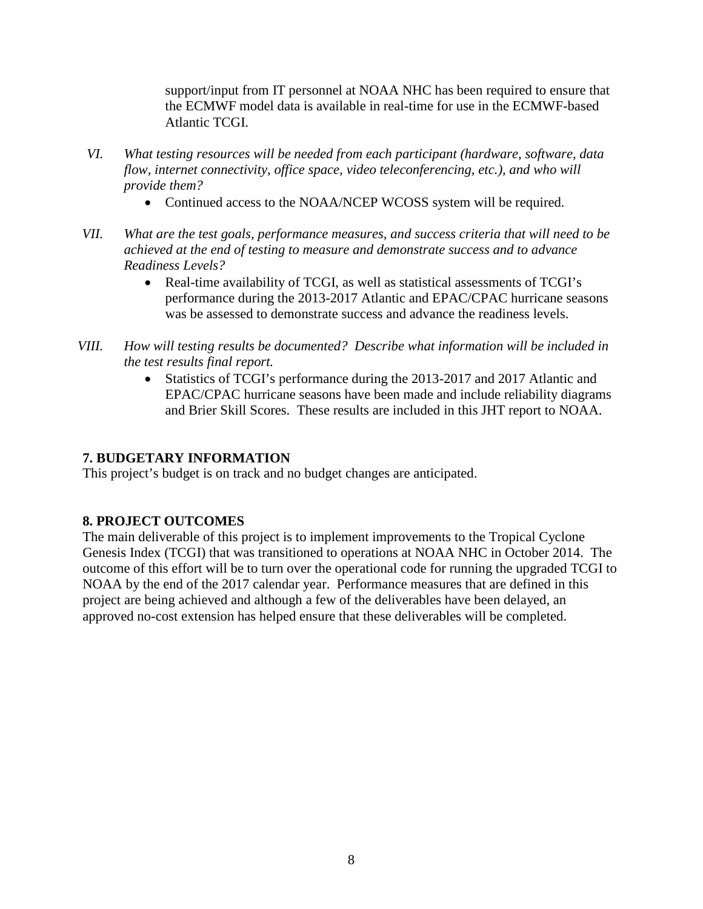support/input from IT personnel at NOAA NHC has been required to ensure that the ECMWF model data is available in real-time for use in the ECMWF-based Atlantic TCGI.

VI. *What testing resources will be needed from each participant (hardware, software, data flow, internet connectivity, office space, video teleconferencing, etc.), and who will provide them?*
   - Continued access to the NOAA/NCEP WCOSS system will be required.

VII. *What are the test goals, performance measures, and success criteria that will need to be achieved at the end of testing to measure and demonstrate success and to advance Readiness Levels?*
   - Real-time availability of TCGI, as well as statistical assessments of TCGI's performance during the 2013-2017 Atlantic and EPAC/CPAC hurricane seasons was be assessed to demonstrate success and advance the readiness levels.

VIII. *How will testing results be documented? Describe what information will be included in the test results final report.*
   - Statistics of TCGI's performance during the 2013-2017 and 2017 Atlantic and EPAC/CPAC hurricane seasons have been made and include reliability diagrams and Brier Skill Scores. These results are included in this JHT report to NOAA.

## 7. BUDGETARY INFORMATION

This project's budget is on track and no budget changes are anticipated.

## 8. PROJECT OUTCOMES

The main deliverable of this project is to implement improvements to the Tropical Cyclone Genesis Index (TCGI) that was transitioned to operations at NOAA NHC in October 2014. The outcome of this effort will be to turn over the operational code for running the upgraded TCGI to NOAA by the end of the 2017 calendar year. Performance measures that are defined in this project are being achieved and although a few of the deliverables have been delayed, an approved no-cost extension has helped ensure that these deliverables will be completed.